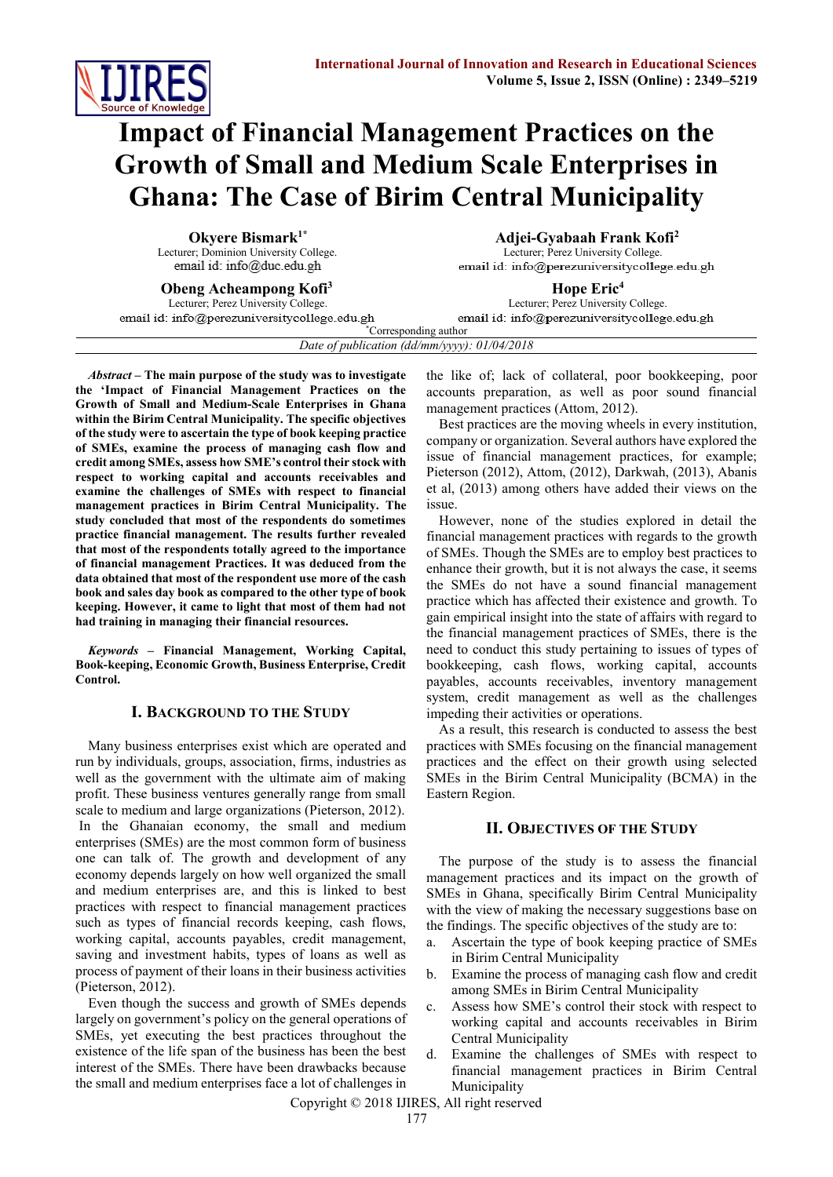# Impact of Financial Management Practices on the Growth of Small and Medium Scale Enterprises in Ghana: The Case of Birim Central Municipality

**Okyere Bismark**[1*]
Lecturer; Dominion University College.
email id: info@duc.edu.gh

**Adjei-Gyabaah Frank Kofi**[2]
Lecturer; Perez University College.
email id: info@perezuniversitycollege.edu.gh

**Obeng Acheampong Kofi**[3]
Lecturer; Perez University College.
email id: info@perezuniversitycollege.edu.gh

**Hope Eric**[4]
Lecturer; Perez University College.
email id: info@perezuniversitycollege.edu.gh

[*]Corresponding author

*Date of publication (dd/mm/yyyy): 01/04/2018*

***Abstract* – The main purpose of the study was to investigate the 'Impact of Financial Management Practices on the Growth of Small and Medium-Scale Enterprises in Ghana within the Birim Central Municipality. The specific objectives of the study were to ascertain the type of book keeping practice of SMEs, examine the process of managing cash flow and credit among SMEs, assess how SME's control their stock with respect to working capital and accounts receivables and examine the challenges of SMEs with respect to financial management practices in Birim Central Municipality. The study concluded that most of the respondents do sometimes practice financial management. The results further revealed that most of the respondents totally agreed to the importance of financial management Practices. It was deduced from the data obtained that most of the respondent use more of the cash book and sales day book as compared to the other type of book keeping. However, it came to light that most of them had not had training in managing their financial resources.**

***Keywords* – Financial Management, Working Capital, Book-keeping, Economic Growth, Business Enterprise, Credit Control.**

## I. Background to the Study

Many business enterprises exist which are operated and run by individuals, groups, association, firms, industries as well as the government with the ultimate aim of making profit. These business ventures generally range from small scale to medium and large organizations (Pieterson, 2012). In the Ghanaian economy, the small and medium enterprises (SMEs) are the most common form of business one can talk of. The growth and development of any economy depends largely on how well organized the small and medium enterprises are, and this is linked to best practices with respect to financial management practices such as types of financial records keeping, cash flows, working capital, accounts payables, credit management, saving and investment habits, types of loans as well as process of payment of their loans in their business activities (Pieterson, 2012).

Even though the success and growth of SMEs depends largely on government's policy on the general operations of SMEs, yet executing the best practices throughout the existence of the life span of the business has been the best interest of the SMEs. There have been drawbacks because the small and medium enterprises face a lot of challenges in the like of; lack of collateral, poor bookkeeping, poor accounts preparation, as well as poor sound financial management practices (Attom, 2012).

Best practices are the moving wheels in every institution, company or organization. Several authors have explored the issue of financial management practices, for example; Pieterson (2012), Attom, (2012), Darkwah, (2013), Abanis et al, (2013) among others have added their views on the issue.

However, none of the studies explored in detail the financial management practices with regards to the growth of SMEs. Though the SMEs are to employ best practices to enhance their growth, but it is not always the case, it seems the SMEs do not have a sound financial management practice which has affected their existence and growth. To gain empirical insight into the state of affairs with regard to the financial management practices of SMEs, there is the need to conduct this study pertaining to issues of types of bookkeeping, cash flows, working capital, accounts payables, accounts receivables, inventory management system, credit management as well as the challenges impeding their activities or operations.

As a result, this research is conducted to assess the best practices with SMEs focusing on the financial management practices and the effect on their growth using selected SMEs in the Birim Central Municipality (BCMA) in the Eastern Region.

## II. Objectives of the Study

The purpose of the study is to assess the financial management practices and its impact on the growth of SMEs in Ghana, specifically Birim Central Municipality with the view of making the necessary suggestions base on the findings. The specific objectives of the study are to:

a. Ascertain the type of book keeping practice of SMEs in Birim Central Municipality
b. Examine the process of managing cash flow and credit among SMEs in Birim Central Municipality
c. Assess how SME's control their stock with respect to working capital and accounts receivables in Birim Central Municipality
d. Examine the challenges of SMEs with respect to financial management practices in Birim Central Municipality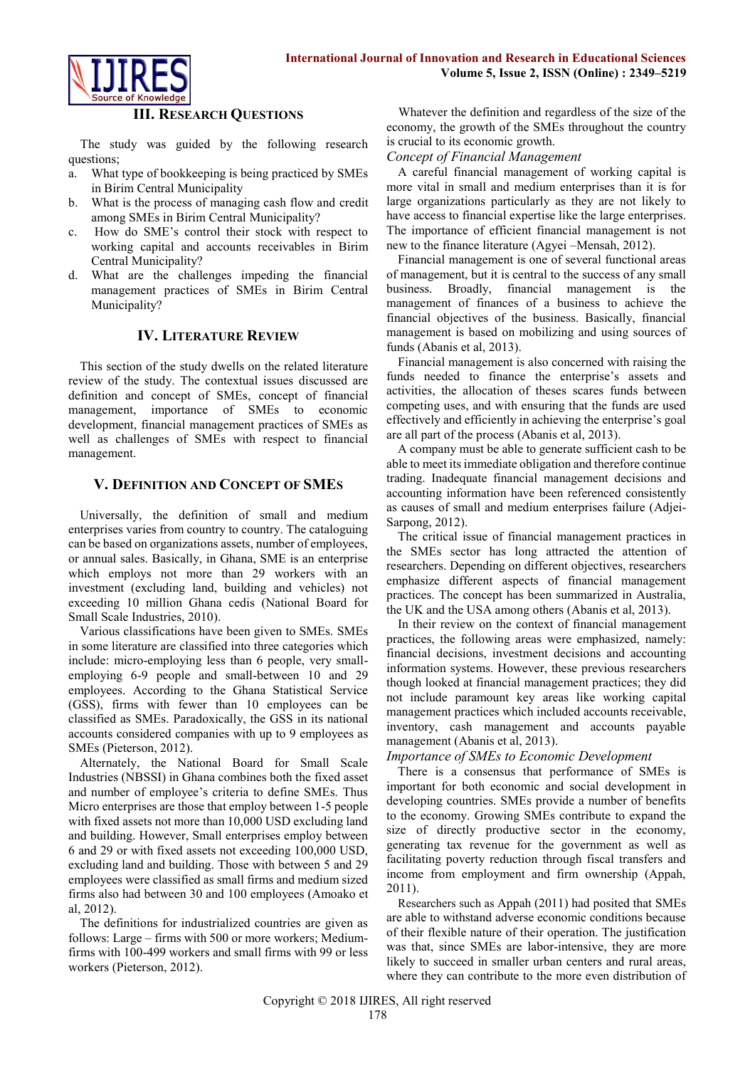## III. Research Questions

The study was guided by the following research questions;

a. What type of bookkeeping is being practiced by SMEs in Birim Central Municipality
b. What is the process of managing cash flow and credit among SMEs in Birim Central Municipality?
c. How do SME's control their stock with respect to working capital and accounts receivables in Birim Central Municipality?
d. What are the challenges impeding the financial management practices of SMEs in Birim Central Municipality?

## IV. Literature Review

This section of the study dwells on the related literature review of the study. The contextual issues discussed are definition and concept of SMEs, concept of financial management, importance of SMEs to economic development, financial management practices of SMEs as well as challenges of SMEs with respect to financial management.

## V. Definition and Concept of SMEs

Universally, the definition of small and medium enterprises varies from country to country. The cataloguing can be based on organizations assets, number of employees, or annual sales. Basically, in Ghana, SME is an enterprise which employs not more than 29 workers with an investment (excluding land, building and vehicles) not exceeding 10 million Ghana cedis (National Board for Small Scale Industries, 2010).

Various classifications have been given to SMEs. SMEs in some literature are classified into three categories which include: micro-employing less than 6 people, very small-employing 6-9 people and small-between 10 and 29 employees. According to the Ghana Statistical Service (GSS), firms with fewer than 10 employees can be classified as SMEs. Paradoxically, the GSS in its national accounts considered companies with up to 9 employees as SMEs (Pieterson, 2012).

Alternately, the National Board for Small Scale Industries (NBSSI) in Ghana combines both the fixed asset and number of employee's criteria to define SMEs. Thus Micro enterprises are those that employ between 1-5 people with fixed assets not more than 10,000 USD excluding land and building. However, Small enterprises employ between 6 and 29 or with fixed assets not exceeding 100,000 USD, excluding land and building. Those with between 5 and 29 employees were classified as small firms and medium sized firms also had between 30 and 100 employees (Amoako et al, 2012).

The definitions for industrialized countries are given as follows: Large – firms with 500 or more workers; Medium-firms with 100-499 workers and small firms with 99 or less workers (Pieterson, 2012).

Whatever the definition and regardless of the size of the economy, the growth of the SMEs throughout the country is crucial to its economic growth.

### *Concept of Financial Management*

A careful financial management of working capital is more vital in small and medium enterprises than it is for large organizations particularly as they are not likely to have access to financial expertise like the large enterprises. The importance of efficient financial management is not new to the finance literature (Agyei –Mensah, 2012).

Financial management is one of several functional areas of management, but it is central to the success of any small business. Broadly, financial management is the management of finances of a business to achieve the financial objectives of the business. Basically, financial management is based on mobilizing and using sources of funds (Abanis et al, 2013).

Financial management is also concerned with raising the funds needed to finance the enterprise's assets and activities, the allocation of theses scares funds between competing uses, and with ensuring that the funds are used effectively and efficiently in achieving the enterprise's goal are all part of the process (Abanis et al, 2013).

A company must be able to generate sufficient cash to be able to meet its immediate obligation and therefore continue trading. Inadequate financial management decisions and accounting information have been referenced consistently as causes of small and medium enterprises failure (Adjei-Sarpong, 2012).

The critical issue of financial management practices in the SMEs sector has long attracted the attention of researchers. Depending on different objectives, researchers emphasize different aspects of financial management practices. The concept has been summarized in Australia, the UK and the USA among others (Abanis et al, 2013).

In their review on the context of financial management practices, the following areas were emphasized, namely: financial decisions, investment decisions and accounting information systems. However, these previous researchers though looked at financial management practices; they did not include paramount key areas like working capital management practices which included accounts receivable, inventory, cash management and accounts payable management (Abanis et al, 2013).

### *Importance of SMEs to Economic Development*

There is a consensus that performance of SMEs is important for both economic and social development in developing countries. SMEs provide a number of benefits to the economy. Growing SMEs contribute to expand the size of directly productive sector in the economy, generating tax revenue for the government as well as facilitating poverty reduction through fiscal transfers and income from employment and firm ownership (Appah, 2011).

Researchers such as Appah (2011) had posited that SMEs are able to withstand adverse economic conditions because of their flexible nature of their operation. The justification was that, since SMEs are labor-intensive, they are more likely to succeed in smaller urban centers and rural areas, where they can contribute to the more even distribution of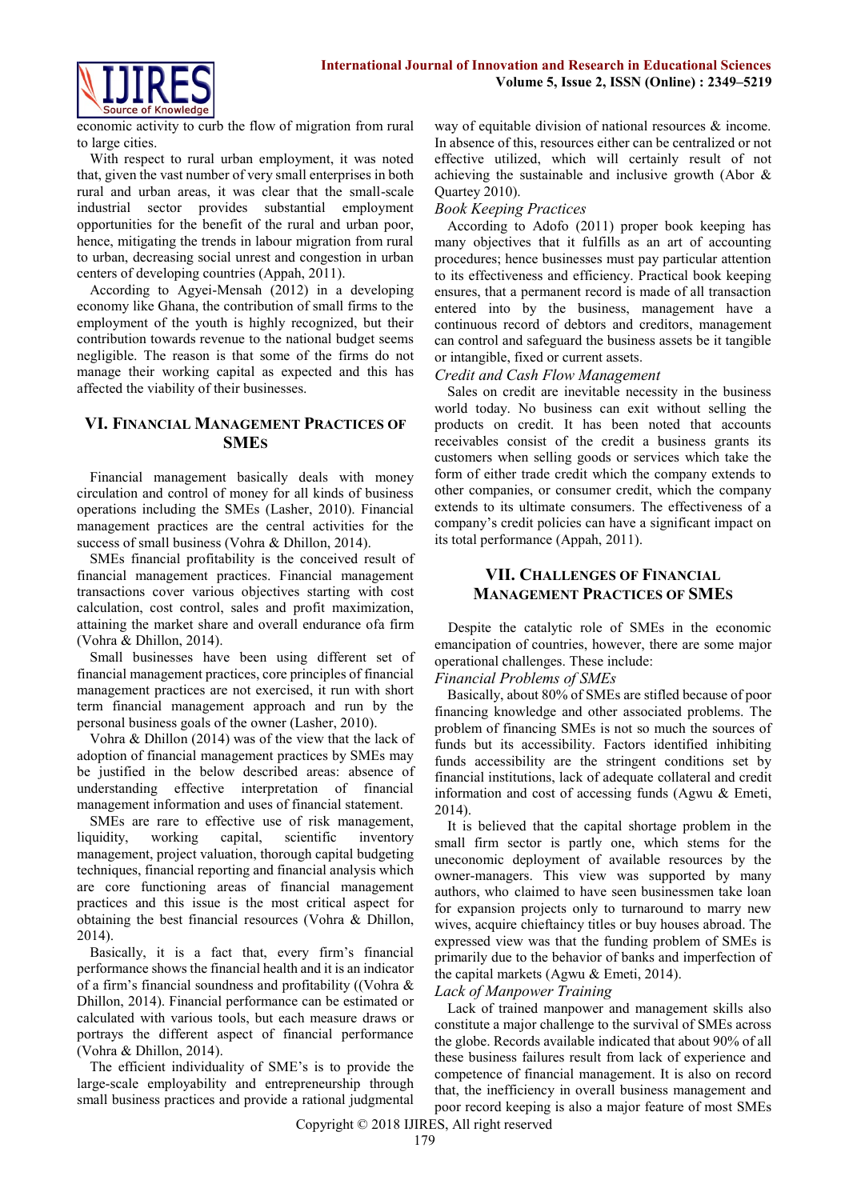economic activity to curb the flow of migration from rural to large cities.

With respect to rural urban employment, it was noted that, given the vast number of very small enterprises in both rural and urban areas, it was clear that the small-scale industrial sector provides substantial employment opportunities for the benefit of the rural and urban poor, hence, mitigating the trends in labour migration from rural to urban, decreasing social unrest and congestion in urban centers of developing countries (Appah, 2011).

According to Agyei-Mensah (2012) in a developing economy like Ghana, the contribution of small firms to the employment of the youth is highly recognized, but their contribution towards revenue to the national budget seems negligible. The reason is that some of the firms do not manage their working capital as expected and this has affected the viability of their businesses.

## VI. Financial Management Practices of SMEs

Financial management basically deals with money circulation and control of money for all kinds of business operations including the SMEs (Lasher, 2010). Financial management practices are the central activities for the success of small business (Vohra & Dhillon, 2014).

SMEs financial profitability is the conceived result of financial management practices. Financial management transactions cover various objectives starting with cost calculation, cost control, sales and profit maximization, attaining the market share and overall endurance ofa firm (Vohra & Dhillon, 2014).

Small businesses have been using different set of financial management practices, core principles of financial management practices are not exercised, it run with short term financial management approach and run by the personal business goals of the owner (Lasher, 2010).

Vohra & Dhillon (2014) was of the view that the lack of adoption of financial management practices by SMEs may be justified in the below described areas: absence of understanding effective interpretation of financial management information and uses of financial statement.

SMEs are rare to effective use of risk management, liquidity, working capital, scientific inventory management, project valuation, thorough capital budgeting techniques, financial reporting and financial analysis which are core functioning areas of financial management practices and this issue is the most critical aspect for obtaining the best financial resources (Vohra & Dhillon, 2014).

Basically, it is a fact that, every firm's financial performance shows the financial health and it is an indicator of a firm's financial soundness and profitability ((Vohra & Dhillon, 2014). Financial performance can be estimated or calculated with various tools, but each measure draws or portrays the different aspect of financial performance (Vohra & Dhillon, 2014).

The efficient individuality of SME's is to provide the large-scale employability and entrepreneurship through small business practices and provide a rational judgmental way of equitable division of national resources & income. In absence of this, resources either can be centralized or not effective utilized, which will certainly result of not achieving the sustainable and inclusive growth (Abor & Quartey 2010).

*Book Keeping Practices*

According to Adofo (2011) proper book keeping has many objectives that it fulfills as an art of accounting procedures; hence businesses must pay particular attention to its effectiveness and efficiency. Practical book keeping ensures, that a permanent record is made of all transaction entered into by the business, management have a continuous record of debtors and creditors, management can control and safeguard the business assets be it tangible or intangible, fixed or current assets.

*Credit and Cash Flow Management*

Sales on credit are inevitable necessity in the business world today. No business can exit without selling the products on credit. It has been noted that accounts receivables consist of the credit a business grants its customers when selling goods or services which take the form of either trade credit which the company extends to other companies, or consumer credit, which the company extends to its ultimate consumers. The effectiveness of a company's credit policies can have a significant impact on its total performance (Appah, 2011).

## VII. Challenges of Financial Management Practices of SMEs

Despite the catalytic role of SMEs in the economic emancipation of countries, however, there are some major operational challenges. These include:

*Financial Problems of SMEs*

Basically, about 80% of SMEs are stifled because of poor financing knowledge and other associated problems. The problem of financing SMEs is not so much the sources of funds but its accessibility. Factors identified inhibiting funds accessibility are the stringent conditions set by financial institutions, lack of adequate collateral and credit information and cost of accessing funds (Agwu & Emeti, 2014).

It is believed that the capital shortage problem in the small firm sector is partly one, which stems for the uneconomic deployment of available resources by the owner-managers. This view was supported by many authors, who claimed to have seen businessmen take loan for expansion projects only to turnaround to marry new wives, acquire chieftaincy titles or buy houses abroad. The expressed view was that the funding problem of SMEs is primarily due to the behavior of banks and imperfection of the capital markets (Agwu & Emeti, 2014).

*Lack of Manpower Training*

Lack of trained manpower and management skills also constitute a major challenge to the survival of SMEs across the globe. Records available indicated that about 90% of all these business failures result from lack of experience and competence of financial management. It is also on record that, the inefficiency in overall business management and poor record keeping is also a major feature of most SMEs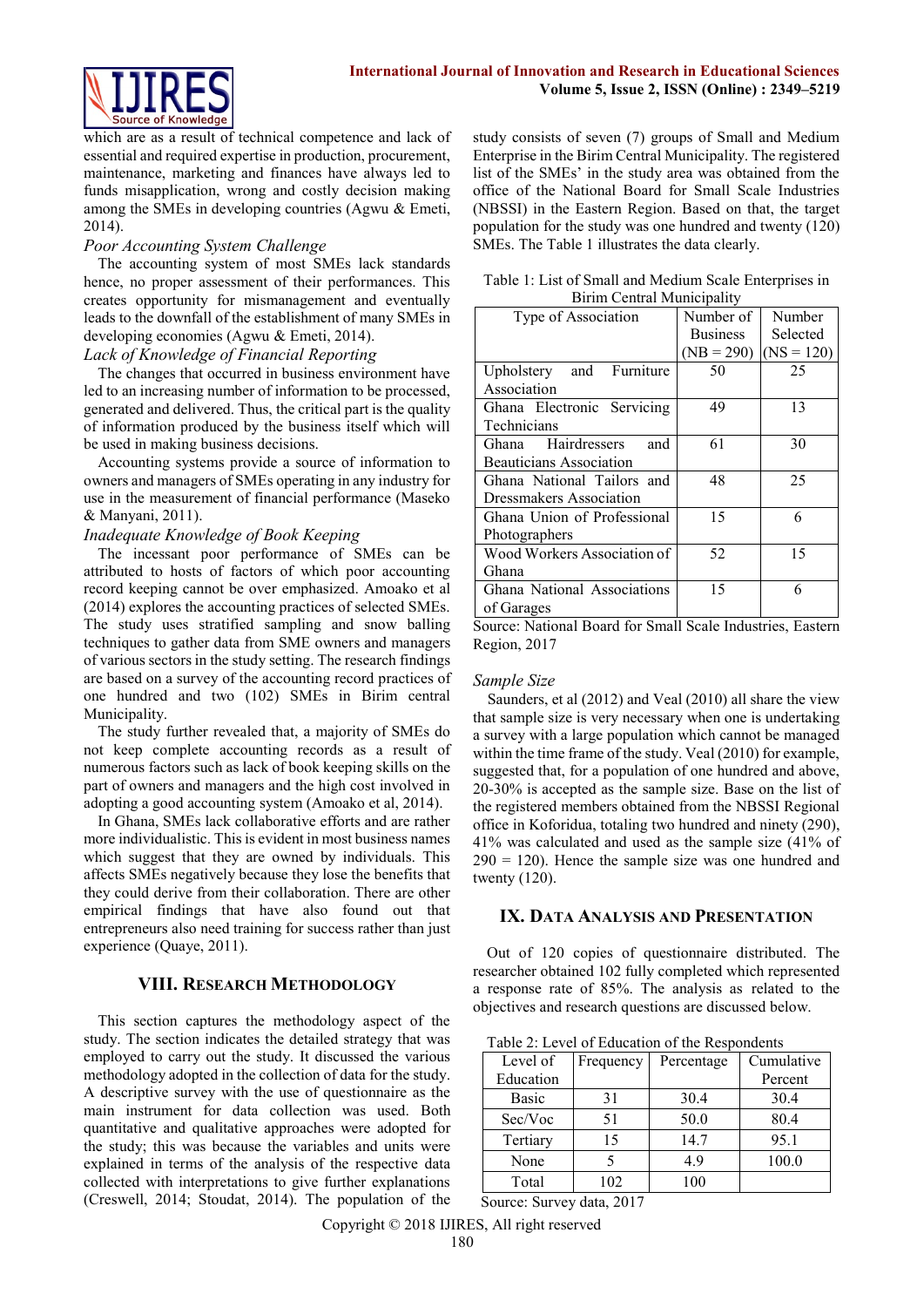which are as a result of technical competence and lack of essential and required expertise in production, procurement, maintenance, marketing and finances have always led to funds misappropriation, wrong and costly decision making among the SMEs in developing countries (Agwu & Emeti, 2014).

*Poor Accounting System Challenge*

The accounting system of most SMEs lack standards hence, no proper assessment of their performances. This creates opportunity for mismanagement and eventually leads to the downfall of the establishment of many SMEs in developing economies (Agwu & Emeti, 2014).

*Lack of Knowledge of Financial Reporting*

The changes that occurred in business environment have led to an increasing number of information to be processed, generated and delivered. Thus, the critical part is the quality of information produced by the business itself which will be used in making business decisions.

Accounting systems provide a source of information to owners and managers of SMEs operating in any industry for use in the measurement of financial performance (Maseko & Manyani, 2011).

*Inadequate Knowledge of Book Keeping*

The incessant poor performance of SMEs can be attributed to hosts of factors of which poor accounting record keeping cannot be over emphasized. Amoako et al (2014) explores the accounting practices of selected SMEs. The study uses stratified sampling and snow balling techniques to gather data from SME owners and managers of various sectors in the study setting. The research findings are based on a survey of the accounting record practices of one hundred and two (102) SMEs in Birim central Municipality.

The study further revealed that, a majority of SMEs do not keep complete accounting records as a result of numerous factors such as lack of book keeping skills on the part of owners and managers and the high cost involved in adopting a good accounting system (Amoako et al, 2014).

In Ghana, SMEs lack collaborative efforts and are rather more individualistic. This is evident in most business names which suggest that they are owned by individuals. This affects SMEs negatively because they lose the benefits that they could derive from their collaboration. There are other empirical findings that have also found out that entrepreneurs also need training for success rather than just experience (Quaye, 2011).

## VIII. Research Methodology

This section captures the methodology aspect of the study. The section indicates the detailed strategy that was employed to carry out the study. It discussed the various methodology adopted in the collection of data for the study. A descriptive survey with the use of questionnaire as the main instrument for data collection was used. Both quantitative and qualitative approaches were adopted for the study; this was because the variables and units were explained in terms of the analysis of the respective data collected with interpretations to give further explanations (Creswell, 2014; Stoudat, 2014). The population of the study consists of seven (7) groups of Small and Medium Enterprise in the Birim Central Municipality. The registered list of the SMEs' in the study area was obtained from the office of the National Board for Small Scale Industries (NBSSI) in the Eastern Region. Based on that, the target population for the study was one hundred and twenty (120) SMEs. The Table 1 illustrates the data clearly.

Table 1: List of Small and Medium Scale Enterprises in Birim Central Municipality

| Type of Association | Number of Business (NB = 290) | Number Selected (NS = 120) |
|---|---|---|
| Upholstery and Furniture Association | 50 | 25 |
| Ghana Electronic Servicing Technicians | 49 | 13 |
| Ghana Hairdressers and Beauticians Association | 61 | 30 |
| Ghana National Tailors and Dressmakers Association | 48 | 25 |
| Ghana Union of Professional Photographers | 15 | 6 |
| Wood Workers Association of Ghana | 52 | 15 |
| Ghana National Associations of Garages | 15 | 6 |

Source: National Board for Small Scale Industries, Eastern Region, 2017

*Sample Size*

Saunders, et al (2012) and Veal (2010) all share the view that sample size is very necessary when one is undertaking a survey with a large population which cannot be managed within the time frame of the study. Veal (2010) for example, suggested that, for a population of one hundred and above, 20-30% is accepted as the sample size. Base on the list of the registered members obtained from the NBSSI Regional office in Koforidua, totaling two hundred and ninety (290), 41% was calculated and used as the sample size (41% of 290 = 120). Hence the sample size was one hundred and twenty (120).

## IX. Data Analysis and Presentation

Out of 120 copies of questionnaire distributed. The researcher obtained 102 fully completed which represented a response rate of 85%. The analysis as related to the objectives and research questions are discussed below.

Table 2: Level of Education of the Respondents

| Level of Education | Frequency | Percentage | Cumulative Percent |
|---|---|---|---|
| Basic | 31 | 30.4 | 30.4 |
| Sec/Voc | 51 | 50.0 | 80.4 |
| Tertiary | 15 | 14.7 | 95.1 |
| None | 5 | 4.9 | 100.0 |
| Total | 102 | 100 | |

Source: Survey data, 2017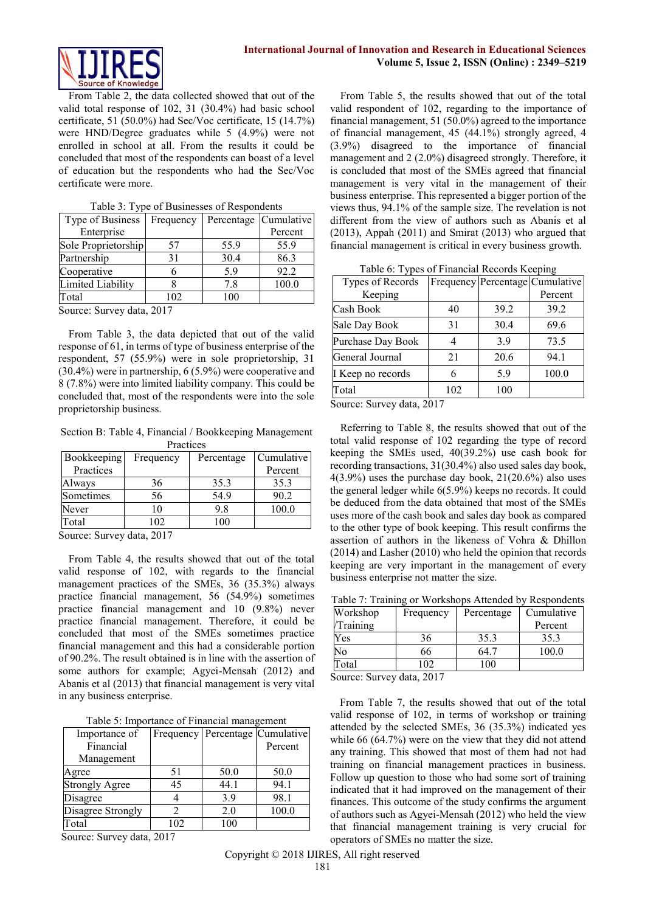From Table 2, the data collected showed that out of the valid total response of 102, 31 (30.4%) had basic school certificate, 51 (50.0%) had Sec/Voc certificate, 15 (14.7%) were HND/Degree graduates while 5 (4.9%) were not enrolled in school at all. From the results it could be concluded that most of the respondents can boast of a level of education but the respondents who had the Sec/Voc certificate were more.

Table 3: Type of Businesses of Respondents

| Type of Business Enterprise | Frequency | Percentage | Cumulative Percent |
|---|---|---|---|
| Sole Proprietorship | 57 | 55.9 | 55.9 |
| Partnership | 31 | 30.4 | 86.3 |
| Cooperative | 6 | 5.9 | 92.2 |
| Limited Liability | 8 | 7.8 | 100.0 |
| Total | 102 | 100 | |

Source: Survey data, 2017

From Table 3, the data depicted that out of the valid response of 61, in terms of type of business enterprise of the respondent, 57 (55.9%) were in sole proprietorship, 31 (30.4%) were in partnership, 6 (5.9%) were cooperative and 8 (7.8%) were into limited liability company. This could be concluded that, most of the respondents were into the sole proprietorship business.

Section B: Table 4, Financial / Bookkeeping Management Practices

| Bookkeeping Practices | Frequency | Percentage | Cumulative Percent |
|---|---|---|---|
| Always | 36 | 35.3 | 35.3 |
| Sometimes | 56 | 54.9 | 90.2 |
| Never | 10 | 9.8 | 100.0 |
| Total | 102 | 100 | |

Source: Survey data, 2017

From Table 4, the results showed that out of the total valid response of 102, with regards to the financial management practices of the SMEs, 36 (35.3%) always practice financial management, 56 (54.9%) sometimes practice financial management and 10 (9.8%) never practice financial management. Therefore, it could be concluded that most of the SMEs sometimes practice financial management and this had a considerable portion of 90.2%. The result obtained is in line with the assertion of some authors for example; Agyei-Mensah (2012) and Abanis et al (2013) that financial management is very vital in any business enterprise.

Table 5: Importance of Financial management

| Importance of Financial Management | Frequency | Percentage | Cumulative Percent |
|---|---|---|---|
| Agree | 51 | 50.0 | 50.0 |
| Strongly Agree | 45 | 44.1 | 94.1 |
| Disagree | 4 | 3.9 | 98.1 |
| Disagree Strongly | 2 | 2.0 | 100.0 |
| Total | 102 | 100 | |

Source: Survey data, 2017

From Table 5, the results showed that out of the total valid respondent of 102, regarding to the importance of financial management, 51 (50.0%) agreed to the importance of financial management, 45 (44.1%) strongly agreed, 4 (3.9%) disagreed to the importance of financial management and 2 (2.0%) disagreed strongly. Therefore, it is concluded that most of the SMEs agreed that financial management is very vital in the management of their business enterprise. This represented a bigger portion of the views thus, 94.1% of the sample size. The revelation is not different from the view of authors such as Abanis et al (2013), Appah (2011) and Smirat (2013) who argued that financial management is critical in every business growth.

Table 6: Types of Financial Records Keeping

| Types of Records Keeping | Frequency | Percentage | Cumulative Percent |
|---|---|---|---|
| Cash Book | 40 | 39.2 | 39.2 |
| Sale Day Book | 31 | 30.4 | 69.6 |
| Purchase Day Book | 4 | 3.9 | 73.5 |
| General Journal | 21 | 20.6 | 94.1 |
| I Keep no records | 6 | 5.9 | 100.0 |
| Total | 102 | 100 | |

Source: Survey data, 2017

Referring to Table 8, the results showed that out of the total valid response of 102 regarding the type of record keeping the SMEs used, 40(39.2%) use cash book for recording transactions, 31(30.4%) also used sales day book, 4(3.9%) uses the purchase day book, 21(20.6%) also uses the general ledger while 6(5.9%) keeps no records. It could be deduced from the data obtained that most of the SMEs uses more of the cash book and sales day book as compared to the other type of book keeping. This result confirms the assertion of authors in the likeness of Vohra & Dhillon (2014) and Lasher (2010) who held the opinion that records keeping are very important in the management of every business enterprise not matter the size.

Table 7: Training or Workshops Attended by Respondents

| Workshop /Training | Frequency | Percentage | Cumulative Percent |
|---|---|---|---|
| Yes | 36 | 35.3 | 35.3 |
| No | 66 | 64.7 | 100.0 |
| Total | 102 | 100 | |

Source: Survey data, 2017

From Table 7, the results showed that out of the total valid response of 102, in terms of workshop or training attended by the selected SMEs, 36 (35.3%) indicated yes while 66 (64.7%) were on the view that they did not attend any training. This showed that most of them had not had training on financial management practices in business. Follow up question to those who had some sort of training indicated that it had improved on the management of their finances. This outcome of the study confirms the argument of authors such as Agyei-Mensah (2012) who held the view that financial management training is very crucial for operators of SMEs no matter the size.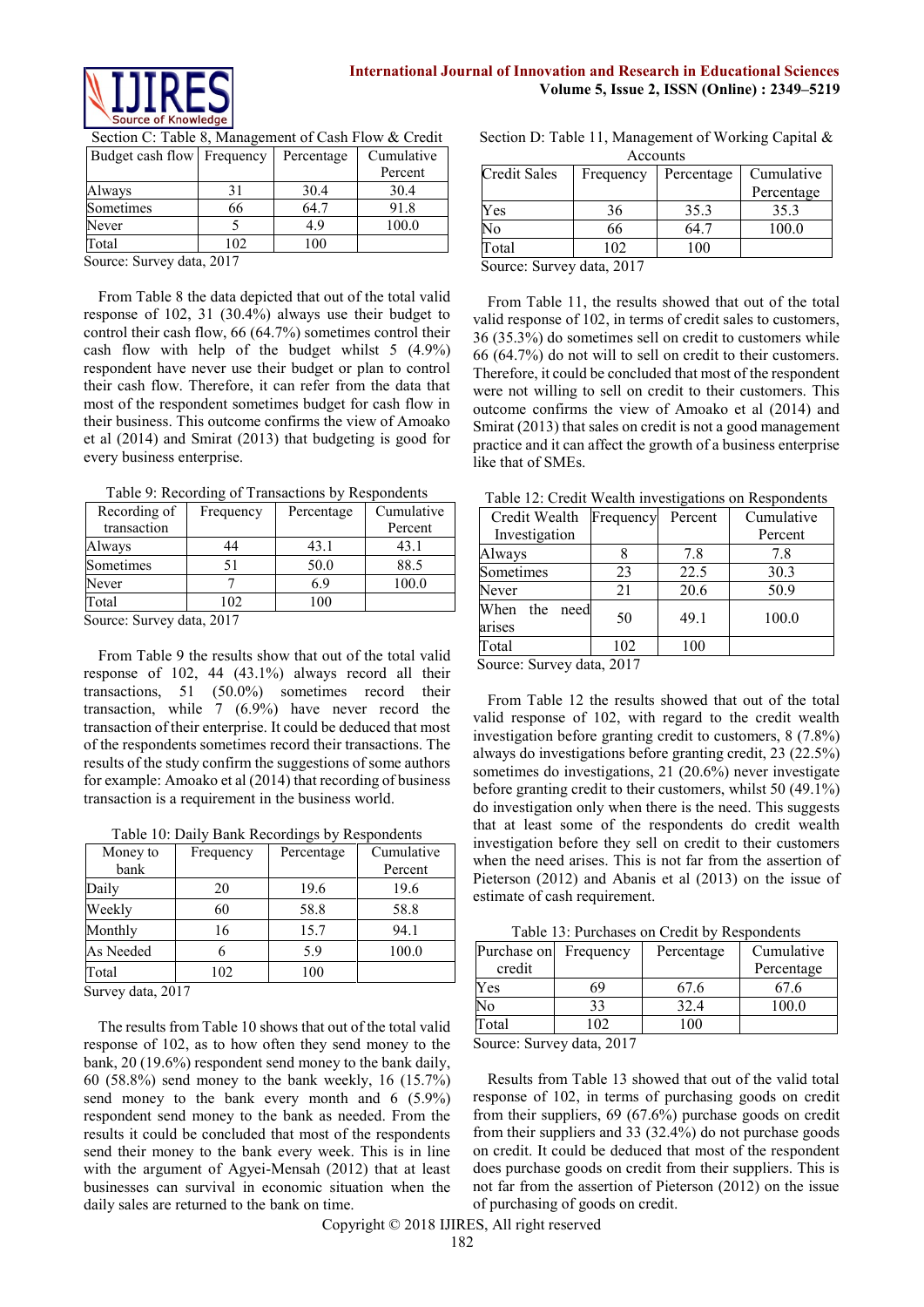Section C: Table 8, Management of Cash Flow & Credit

| Budget cash flow | Frequency | Percentage | Cumulative Percent |
|---|---|---|---|
| Always | 31 | 30.4 | 30.4 |
| Sometimes | 66 | 64.7 | 91.8 |
| Never | 5 | 4.9 | 100.0 |
| Total | 102 | 100 | |

Source: Survey data, 2017

From Table 8 the data depicted that out of the total valid response of 102, 31 (30.4%) always use their budget to control their cash flow, 66 (64.7%) sometimes control their cash flow with help of the budget whilst 5 (4.9%) respondent have never use their budget or plan to control their cash flow. Therefore, it can refer from the data that most of the respondent sometimes budget for cash flow in their business. This outcome confirms the view of Amoako et al (2014) and Smirat (2013) that budgeting is good for every business enterprise.

Table 9: Recording of Transactions by Respondents

| Recording of transaction | Frequency | Percentage | Cumulative Percent |
|---|---|---|---|
| Always | 44 | 43.1 | 43.1 |
| Sometimes | 51 | 50.0 | 88.5 |
| Never | 7 | 6.9 | 100.0 |
| Total | 102 | 100 | |

Source: Survey data, 2017

From Table 9 the results show that out of the total valid response of 102, 44 (43.1%) always record all their transactions, 51 (50.0%) sometimes record their transaction, while 7 (6.9%) have never record the transaction of their enterprise. It could be deduced that most of the respondents sometimes record their transactions. The results of the study confirm the suggestions of some authors for example: Amoako et al (2014) that recording of business transaction is a requirement in the business world.

Table 10: Daily Bank Recordings by Respondents

| Money to bank | Frequency | Percentage | Cumulative Percent |
|---|---|---|---|
| Daily | 20 | 19.6 | 19.6 |
| Weekly | 60 | 58.8 | 58.8 |
| Monthly | 16 | 15.7 | 94.1 |
| As Needed | 6 | 5.9 | 100.0 |
| Total | 102 | 100 | |

Survey data, 2017

The results from Table 10 shows that out of the total valid response of 102, as to how often they send money to the bank, 20 (19.6%) respondent send money to the bank daily, 60 (58.8%) send money to the bank weekly, 16 (15.7%) send money to the bank every month and 6 (5.9%) respondent send money to the bank as needed. From the results it could be concluded that most of the respondents send their money to the bank every week. This is in line with the argument of Agyei-Mensah (2012) that at least businesses can survival in economic situation when the daily sales are returned to the bank on time.

Section D: Table 11, Management of Working Capital & Accounts

| Credit Sales | Frequency | Percentage | Cumulative Percentage |
|---|---|---|---|
| Yes | 36 | 35.3 | 35.3 |
| No | 66 | 64.7 | 100.0 |
| Total | 102 | 100 | |

Source: Survey data, 2017

From Table 11, the results showed that out of the total valid response of 102, in terms of credit sales to customers, 36 (35.3%) do sometimes sell on credit to customers while 66 (64.7%) do not will to sell on credit to their customers. Therefore, it could be concluded that most of the respondent were not willing to sell on credit to their customers. This outcome confirms the view of Amoako et al (2014) and Smirat (2013) that sales on credit is not a good management practice and it can affect the growth of a business enterprise like that of SMEs.

Table 12: Credit Wealth investigations on Respondents

| Credit Wealth Investigation | Frequency | Percent | Cumulative Percent |
|---|---|---|---|
| Always | 8 | 7.8 | 7.8 |
| Sometimes | 23 | 22.5 | 30.3 |
| Never | 21 | 20.6 | 50.9 |
| When the need arises | 50 | 49.1 | 100.0 |
| Total | 102 | 100 | |

Source: Survey data, 2017

From Table 12 the results showed that out of the total valid response of 102, with regard to the credit wealth investigation before granting credit to customers, 8 (7.8%) always do investigations before granting credit, 23 (22.5%) sometimes do investigations, 21 (20.6%) never investigate before granting credit to their customers, whilst 50 (49.1%) do investigation only when there is the need. This suggests that at least some of the respondents do credit wealth investigation before they sell on credit to their customers when the need arises. This is not far from the assertion of Pieterson (2012) and Abanis et al (2013) on the issue of estimate of cash requirement.

Table 13: Purchases on Credit by Respondents

| Purchase on credit | Frequency | Percentage | Cumulative Percentage |
|---|---|---|---|
| Yes | 69 | 67.6 | 67.6 |
| No | 33 | 32.4 | 100.0 |
| Total | 102 | 100 | |

Source: Survey data, 2017

Results from Table 13 showed that out of the valid total response of 102, in terms of purchasing goods on credit from their suppliers, 69 (67.6%) purchase goods on credit from their suppliers and 33 (32.4%) do not purchase goods on credit. It could be deduced that most of the respondent does purchase goods on credit from their suppliers. This is not far from the assertion of Pieterson (2012) on the issue of purchasing of goods on credit.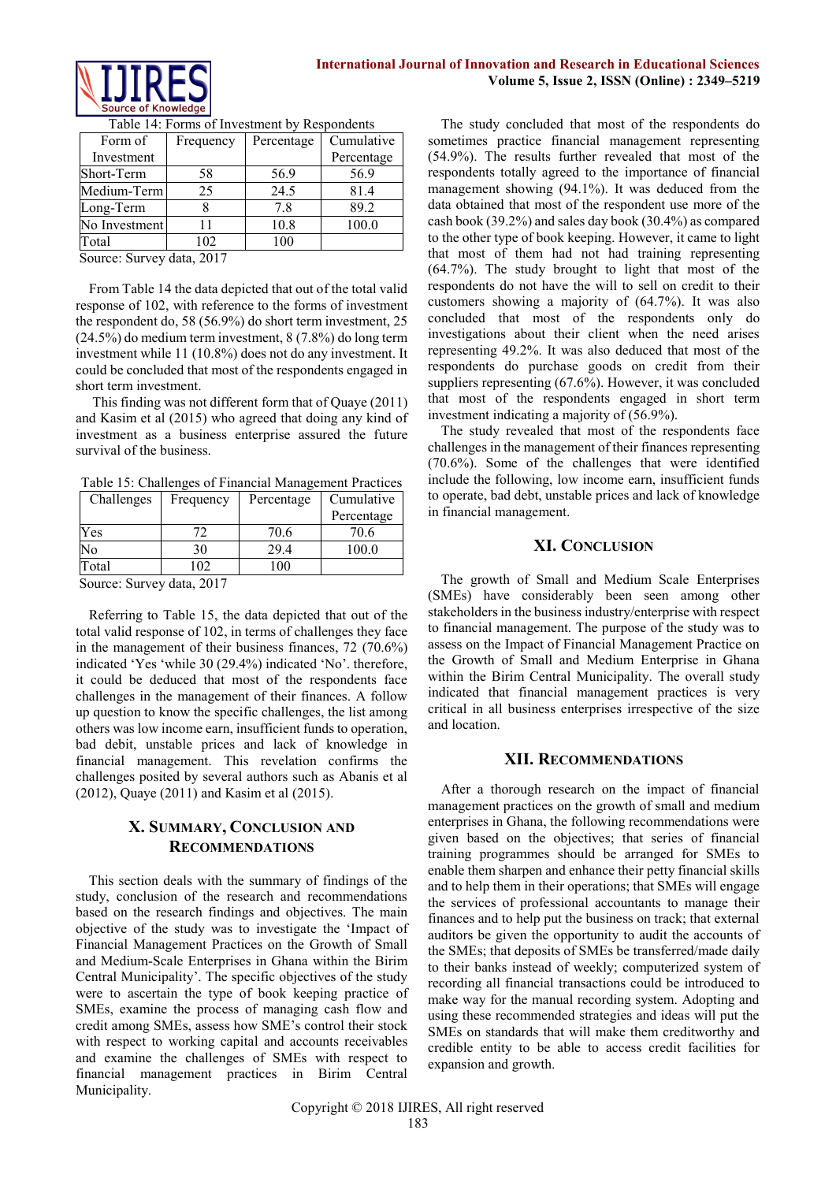Table 14: Forms of Investment by Respondents

| Form of Investment | Frequency | Percentage | Cumulative Percentage |
|---|---|---|---|
| Short-Term | 58 | 56.9 | 56.9 |
| Medium-Term | 25 | 24.5 | 81.4 |
| Long-Term | 8 | 7.8 | 89.2 |
| No Investment | 11 | 10.8 | 100.0 |
| Total | 102 | 100 | |

Source: Survey data, 2017

From Table 14 the data depicted that out of the total valid response of 102, with reference to the forms of investment the respondent do, 58 (56.9%) do short term investment, 25 (24.5%) do medium term investment, 8 (7.8%) do long term investment while 11 (10.8%) does not do any investment. It could be concluded that most of the respondents engaged in short term investment.

This finding was not different form that of Quaye (2011) and Kasim et al (2015) who agreed that doing any kind of investment as a business enterprise assured the future survival of the business.

Table 15: Challenges of Financial Management Practices

| Challenges | Frequency | Percentage | Cumulative Percentage |
|---|---|---|---|
| Yes | 72 | 70.6 | 70.6 |
| No | 30 | 29.4 | 100.0 |
| Total | 102 | 100 | |

Source: Survey data, 2017

Referring to Table 15, the data depicted that out of the total valid response of 102, in terms of challenges they face in the management of their business finances, 72 (70.6%) indicated 'Yes 'while 30 (29.4%) indicated 'No'. therefore, it could be deduced that most of the respondents face challenges in the management of their finances. A follow up question to know the specific challenges, the list among others was low income earn, insufficient funds to operation, bad debit, unstable prices and lack of knowledge in financial management. This revelation confirms the challenges posited by several authors such as Abanis et al (2012), Quaye (2011) and Kasim et al (2015).

## X. Summary, Conclusion and Recommendations

This section deals with the summary of findings of the study, conclusion of the research and recommendations based on the research findings and objectives. The main objective of the study was to investigate the 'Impact of Financial Management Practices on the Growth of Small and Medium-Scale Enterprises in Ghana within the Birim Central Municipality'. The specific objectives of the study were to ascertain the type of book keeping practice of SMEs, examine the process of managing cash flow and credit among SMEs, assess how SME's control their stock with respect to working capital and accounts receivables and examine the challenges of SMEs with respect to financial management practices in Birim Central Municipality.

The study concluded that most of the respondents do sometimes practice financial management representing (54.9%). The results further revealed that most of the respondents totally agreed to the importance of financial management showing (94.1%). It was deduced from the data obtained that most of the respondent use more of the cash book (39.2%) and sales day book (30.4%) as compared to the other type of book keeping. However, it came to light that most of them had not had training representing (64.7%). The study brought to light that most of the respondents do not have the will to sell on credit to their customers showing a majority of (64.7%). It was also concluded that most of the respondents only do investigations about their client when the need arises representing 49.2%. It was also deduced that most of the respondents do purchase goods on credit from their suppliers representing (67.6%). However, it was concluded that most of the respondents engaged in short term investment indicating a majority of (56.9%).

The study revealed that most of the respondents face challenges in the management of their finances representing (70.6%). Some of the challenges that were identified include the following, low income earn, insufficient funds to operate, bad debt, unstable prices and lack of knowledge in financial management.

## XI. Conclusion

The growth of Small and Medium Scale Enterprises (SMEs) have considerably been seen among other stakeholders in the business industry/enterprise with respect to financial management. The purpose of the study was to assess on the Impact of Financial Management Practice on the Growth of Small and Medium Enterprise in Ghana within the Birim Central Municipality. The overall study indicated that financial management practices is very critical in all business enterprises irrespective of the size and location.

## XII. Recommendations

After a thorough research on the impact of financial management practices on the growth of small and medium enterprises in Ghana, the following recommendations were given based on the objectives; that series of financial training programmes should be arranged for SMEs to enable them sharpen and enhance their petty financial skills and to help them in their operations; that SMEs will engage the services of professional accountants to manage their finances and to help put the business on track; that external auditors be given the opportunity to audit the accounts of the SMEs; that deposits of SMEs be transferred/made daily to their banks instead of weekly; computerized system of recording all financial transactions could be introduced to make way for the manual recording system. Adopting and using these recommended strategies and ideas will put the SMEs on standards that will make them creditworthy and credible entity to be able to access credit facilities for expansion and growth.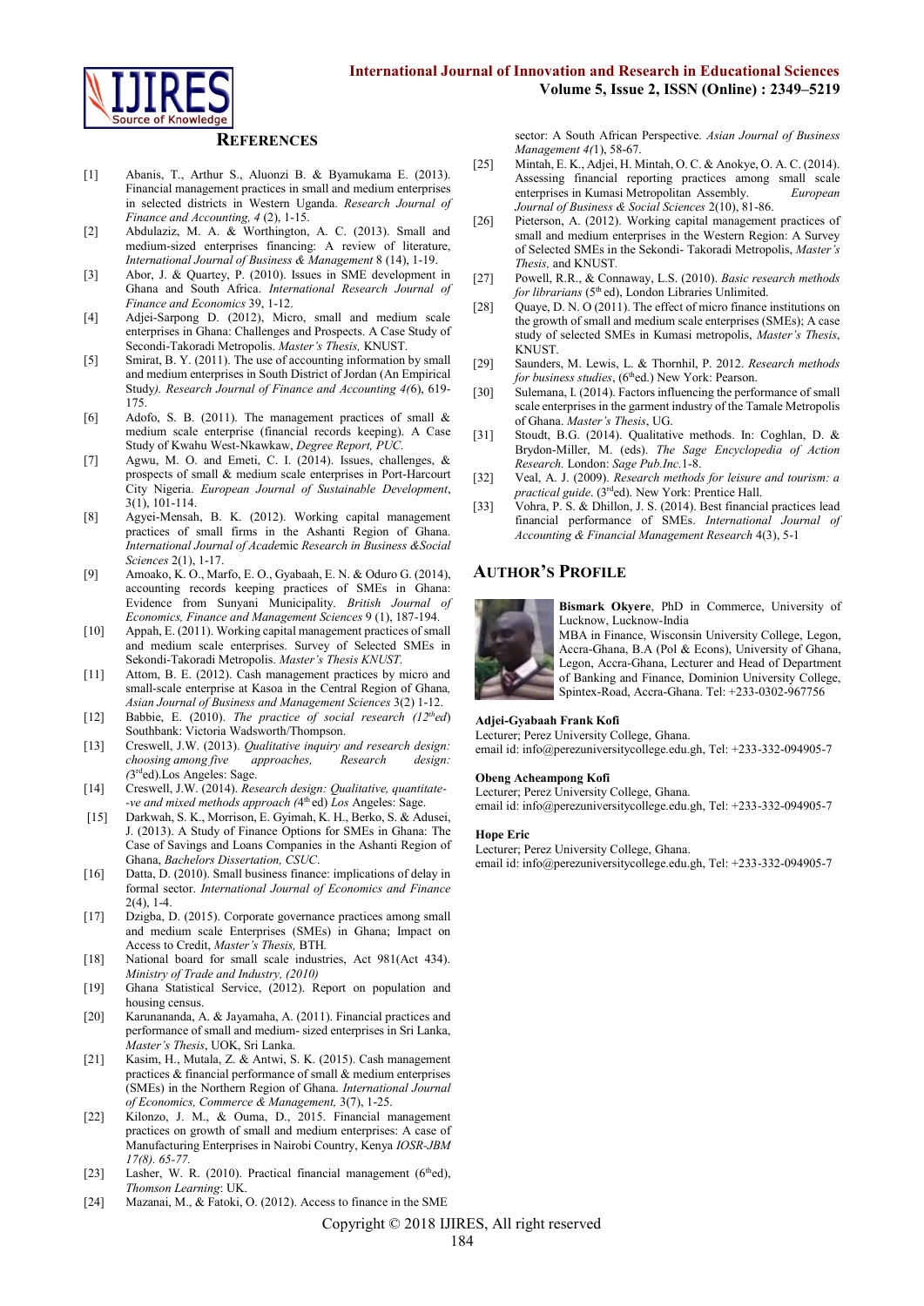## REFERENCES

[1] Abanis, T., Arthur S., Aluonzi B. & Byamukama E. (2013). Financial management practices in small and medium enterprises in selected districts in Western Uganda. *Research Journal of Finance and Accounting, 4* (2), 1-15.

[2] Abdulaziz, M. A. & Worthington, A. C. (2013). Small and medium-sized enterprises financing: A review of literature, *International Journal of Business & Management* 8 (14), 1-19.

[3] Abor, J. & Quartey, P. (2010). Issues in SME development in Ghana and South Africa. *International Research Journal of Finance and Economics* 39, 1-12.

[4] Adjei-Sarpong D. (2012), Micro, small and medium scale enterprises in Ghana: Challenges and Prospects. A Case Study of Secondi-Takoradi Metropolis. *Master's Thesis,* KNUST.

[5] Smirat, B. Y. (2011). The use of accounting information by small and medium enterprises in South District of Jordan (An Empirical Study*). Research Journal of Finance and Accounting 4(*6), 619-175.

[6] Adofo, S. B. (2011). The management practices of small & medium scale enterprise (financial records keeping). A Case Study of Kwahu West-Nkawkaw, *Degree Report, PUC.*

[7] Agwu, M. O. and Emeti, C. I. (2014). Issues, challenges, & prospects of small & medium scale enterprises in Port-Harcourt City Nigeria. *European Journal of Sustainable Development*, 3(1), 101-114.

[8] Agyei-Mensah, B. K. (2012). Working capital management practices of small firms in the Ashanti Region of Ghana. *International Journal of Academic Research in Business &Social Sciences* 2(1), 1-17.

[9] Amoako, K. O., Marfo, E. O., Gyabaah, E. N. & Oduro G. (2014), accounting records keeping practices of SMEs in Ghana: Evidence from Sunyani Municipality. *British Journal of Economics, Finance and Management Sciences* 9 (1), 187-194.

[10] Appah, E. (2011). Working capital management practices of small and medium scale enterprises. Survey of Selected SMEs in Sekondi-Takoradi Metropolis. *Master's Thesis KNUST.*

[11] Attom, B. E. (2012). Cash management practices by micro and small-scale enterprise at Kasoa in the Central Region of Ghana*, Asian Journal of Business and Management Sciences* 3(2) 1-12.

[12] Babbie, E. (2010). *The practice of social research (12th ed)* Southbank: Victoria Wadsworth/Thompson.

[13] Creswell, J.W. (2013). *Qualitative inquiry and research design: choosing among five approaches, Research design: (3rd ed).*Los Angeles: Sage.

[14] Creswell, J.W. (2014). *Research design: Qualitative, quantitate--ve and mixed methods approach* (4th ed) *Los* Angeles: Sage.

[15] Darkwah, S. K., Morrison, E. Gyimah, K. H., Berko, S. & Adusei, J. (2013). A Study of Finance Options for SMEs in Ghana: The Case of Savings and Loans Companies in the Ashanti Region of Ghana, *Bachelors Dissertation, CSUC.*

[16] Datta, D. (2010). Small business finance: implications of delay in formal sector. *International Journal of Economics and Finance* 2(4), 1-4.

[17] Dzigba, D. (2015). Corporate governance practices among small and medium scale Enterprises (SMEs) in Ghana; Impact on Access to Credit, *Master's Thesis,* BTH.

[18] National board for small scale industries, Act 981(Act 434). *Ministry of Trade and Industry, (2010)*

[19] Ghana Statistical Service, (2012). Report on population and housing census.

[20] Karunananda, A. & Jayamaha, A. (2011). Financial practices and performance of small and medium- sized enterprises in Sri Lanka, *Master's Thesis*, UOK, Sri Lanka.

[21] Kasim, H., Mutala, Z. & Antwi, S. K. (2015). Cash management practices & financial performance of small & medium enterprises (SMEs) in the Northern Region of Ghana. *International Journal of Economics, Commerce & Management,* 3(7), 1-25.

[22] Kilonzo, J. M., & Ouma, D., 2015. Financial management practices on growth of small and medium enterprises: A case of Manufacturing Enterprises in Nairobi Country, Kenya *IOSR-JBM 17(8). 65-77.*

[23] Lasher, W. R. (2010). Practical financial management (6th ed), *Thomson Learning*: UK.

[24] Mazanai, M., & Fatoki, O. (2012). Access to finance in the SME sector: A South African Perspective. *Asian Journal of Business Management 4(*1), 58-67.

[25] Mintah, E. K., Adjei, H. Mintah, O. C. & Anokye, O. A. C. (2014). Assessing financial reporting practices among small scale enterprises in Kumasi Metropolitan Assembly. *European Journal of Business & Social Sciences* 2(10), 81-86.

[26] Pieterson, A. (2012). Working capital management practices of small and medium enterprises in the Western Region: A Survey of Selected SMEs in the Sekondi- Takoradi Metropolis, *Master's Thesis,* and KNUST*.*

[27] Powell, R.R., & Connaway, L.S. (2010). *Basic research methods for librarians* (5th ed), London Libraries Unlimited.

[28] Quaye, D. N. O (2011). The effect of micro finance institutions on the growth of small and medium scale enterprises (SMEs); A case study of selected SMEs in Kumasi metropolis, *Master's Thesis*, KNUST.

[29] Saunders, M. Lewis, L. & Thornhil, P. 2012. *Research methods for business studies*, (6thed.) New York: Pearson.

[30] Sulemana, I. (2014). Factors influencing the performance of small scale enterprises in the garment industry of the Tamale Metropolis of Ghana. *Master's Thesis*, UG.

[31] Stoudt, B.G. (2014). Qualitative methods. In: Coghlan, D. & Brydon-Miller, M. (eds). *The Sage Encyclopedia of Action Research.* London: *Sage Pub.Inc.*1-8.

[32] Veal, A. J. (2009). *Research methods for leisure and tourism: a practical guide*. (3rded). New York: Prentice Hall.

[33] Vohra, P. S. & Dhillon, J. S. (2014). Best financial practices lead financial performance of SMEs. *International Journal of Accounting & Financial Management Research* 4(3), 5-1

## AUTHOR'S PROFILE

**Bismark Okyere**, PhD in Commerce, University of Lucknow, Lucknow-India
MBA in Finance, Wisconsin University College, Legon, Accra-Ghana, B.A (Pol & Econs), University of Ghana, Legon, Accra-Ghana, Lecturer and Head of Department of Banking and Finance, Dominion University College, Spintex-Road, Accra-Ghana. Tel: +233-0302-967756

**Adjei-Gyabaah Frank Kofi**
Lecturer; Perez University College, Ghana.
email id: info@perezuniversitycollege.edu.gh, Tel: +233-332-094905-7

**Obeng Acheampong Kofi**
Lecturer; Perez University College, Ghana.
email id: info@perezuniversitycollege.edu.gh, Tel: +233-332-094905-7

**Hope Eric**
Lecturer; Perez University College, Ghana.
email id: info@perezuniversitycollege.edu.gh, Tel: +233-332-094905-7